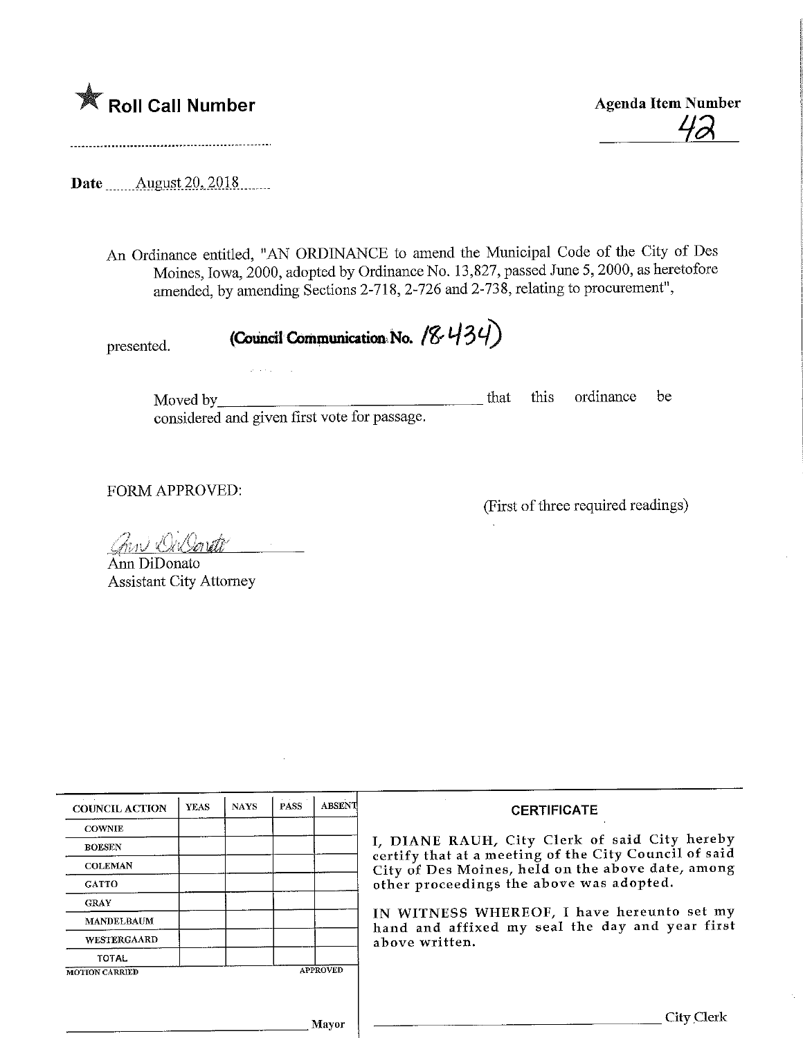★ **Roll Call Number**

**Agenda Item Number**

42

**Date** August 20, 2018

An Ordinance entitled, "AN ORDINANCE to amend the Municipal Code of the City of Des Moines, Iowa, 2000, adopted by Ordinance No. 13,827, passed June 5, 2000, as heretofore amended, by amending Sections 2-718, 2-726 and 2-738, relating to procurement",

presented. **(Council Communication No. 18-434)**

Moved by\_\_\_\_\_\_\_\_\_\_\_\_\_\_\_\_\_\_\_\_\_\_\_\_\_\_\_\_ that this ordinance be considered and given first vote for passage.

FORM APPROVED:

(First of three required readings)

Ann DiDonato
Ann DiDonato
Assistant City Attorney

| COUNCIL ACTION | YEAS | NAYS | PASS | ABSENT |
|---|---|---|---|---|
| COWNIE | | | | |
| BOESEN | | | | |
| COLEMAN | | | | |
| GATTO | | | | |
| GRAY | | | | |
| MANDELBAUM | | | | |
| WESTERGAARD | | | | |
| TOTAL | | | | |

MOTION CARRIED APPROVED

\_\_\_\_\_\_\_\_\_\_\_\_\_\_\_\_\_\_\_\_\_\_\_\_ Mayor

**CERTIFICATE**

I, DIANE RAUH, City Clerk of said City hereby certify that at a meeting of the City Council of said City of Des Moines, held on the above date, among other proceedings the above was adopted.

IN WITNESS WHEREOF, I have hereunto set my hand and affixed my seal the day and year first above written.

\_\_\_\_\_\_\_\_\_\_\_\_\_\_\_\_\_\_\_\_\_\_\_\_ City Clerk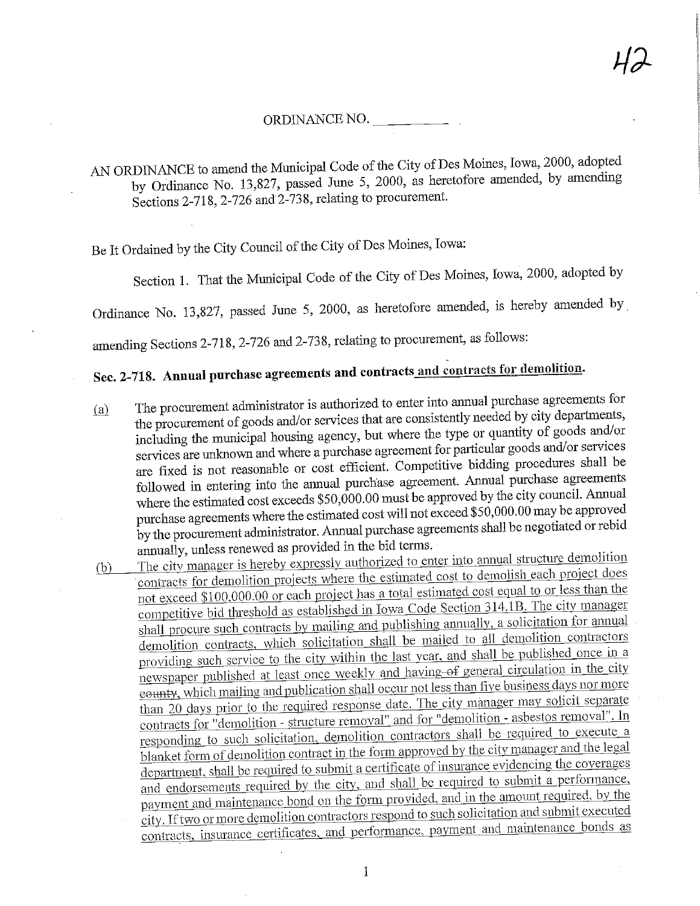42

ORDINANCE NO. ________

AN ORDINANCE to amend the Municipal Code of the City of Des Moines, Iowa, 2000, adopted by Ordinance No. 13,827, passed June 5, 2000, as heretofore amended, by amending Sections 2-718, 2-726 and 2-738, relating to procurement.

Be It Ordained by the City Council of the City of Des Moines, Iowa:

Section 1. That the Municipal Code of the City of Des Moines, Iowa, 2000, adopted by Ordinance No. 13,827, passed June 5, 2000, as heretofore amended, is hereby amended by amending Sections 2-718, 2-726 and 2-738, relating to procurement, as follows:

**Sec. 2-718. Annual purchase agreements and contracts and contracts for demolition.**

(a) The procurement administrator is authorized to enter into annual purchase agreements for the procurement of goods and/or services that are consistently needed by city departments, including the municipal housing agency, but where the type or quantity of goods and/or services are unknown and where a purchase agreement for particular goods and/or services are fixed is not reasonable or cost efficient. Competitive bidding procedures shall be followed in entering into the annual purchase agreement. Annual purchase agreements where the estimated cost exceeds $50,000.00 must be approved by the city council. Annual purchase agreements where the estimated cost will not exceed $50,000.00 may be approved by the procurement administrator. Annual purchase agreements shall be negotiated or rebid annually, unless renewed as provided in the bid terms.

(b) The city manager is hereby expressly authorized to enter into annual structure demolition contracts for demolition projects where the estimated cost to demolish each project does not exceed $100,000.00 or each project has a total estimated cost equal to or less than the competitive bid threshold as established in Iowa Code Section 314.1B. The city manager shall procure such contracts by mailing and publishing annually, a solicitation for annual demolition contracts, which solicitation shall be mailed to all demolition contractors providing such service to the city within the last year, and shall be published once in a newspaper published at least once weekly and having of general circulation in the city ~~county~~, which mailing and publication shall occur not less than five business days nor more than 20 days prior to the required response date. The city manager may solicit separate contracts for "demolition - structure removal" and for "demolition - asbestos removal". In responding to such solicitation, demolition contractors shall be required to execute a blanket form of demolition contract in the form approved by the city manager and the legal department, shall be required to submit a certificate of insurance evidencing the coverages and endorsements required by the city, and shall be required to submit a performance, payment and maintenance bond on the form provided, and in the amount required, by the city. If two or more demolition contractors respond to such solicitation and submit executed contracts, insurance certificates, and performance, payment and maintenance bonds as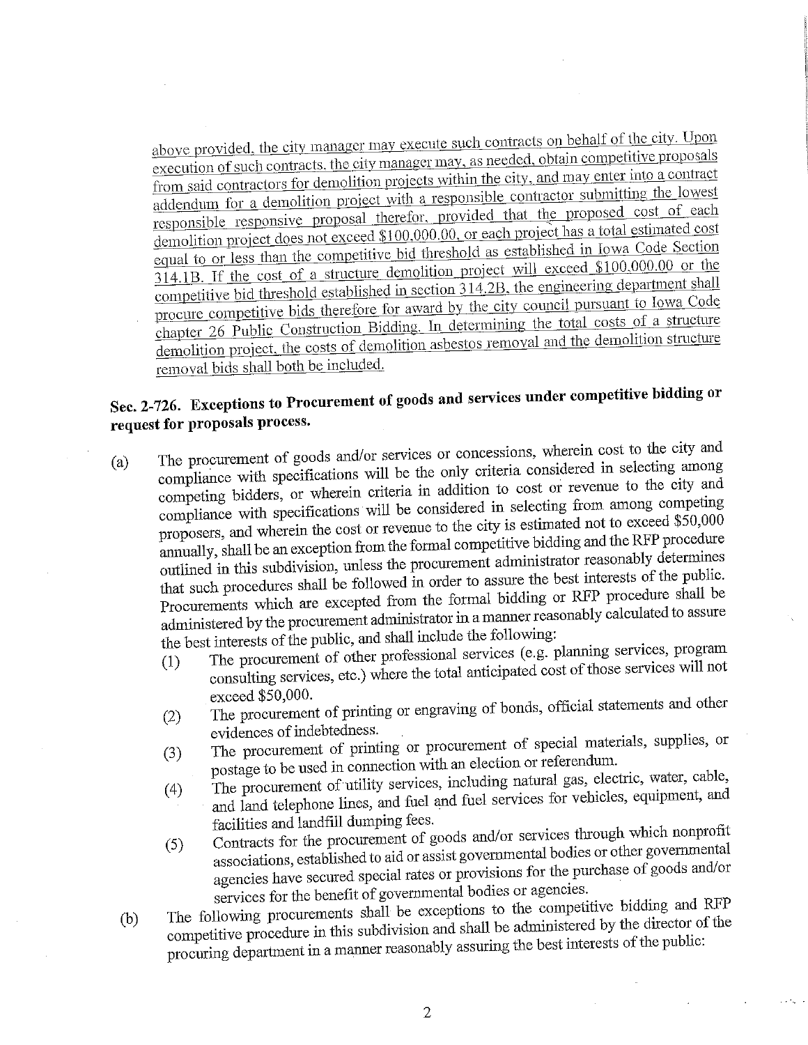above provided, the city manager may execute such contracts on behalf of the city. Upon execution of such contracts, the city manager may, as needed, obtain competitive proposals from said contractors for demolition projects within the city, and may enter into a contract addendum for a demolition project with a responsible contractor submitting the lowest responsible responsive proposal therefor, provided that the proposed cost of each demolition project does not exceed $100,000.00, or each project has a total estimated cost equal to or less than the competitive bid threshold as established in Iowa Code Section 314.1B. If the cost of a structure demolition project will exceed $100,000.00 or the competitive bid threshold established in section 314.2B, the engineering department shall procure competitive bids therefore for award by the city council pursuant to Iowa Code chapter 26 Public Construction Bidding. In determining the total costs of a structure demolition project, the costs of demolition asbestos removal and the demolition structure removal bids shall both be included.

## Sec. 2-726. Exceptions to Procurement of goods and services under competitive bidding or request for proposals process.

(a) The procurement of goods and/or services or concessions, wherein cost to the city and compliance with specifications will be the only criteria considered in selecting among competing bidders, or wherein criteria in addition to cost or revenue to the city and compliance with specifications will be considered in selecting from among competing proposers, and wherein the cost or revenue to the city is estimated not to exceed $50,000 annually, shall be an exception from the formal competitive bidding and the RFP procedure outlined in this subdivision, unless the procurement administrator reasonably determines that such procedures shall be followed in order to assure the best interests of the public. Procurements which are excepted from the formal bidding or RFP procedure shall be administered by the procurement administrator in a manner reasonably calculated to assure the best interests of the public, and shall include the following:

(1) The procurement of other professional services (e.g. planning services, program consulting services, etc.) where the total anticipated cost of those services will not exceed $50,000.

(2) The procurement of printing or engraving of bonds, official statements and other evidences of indebtedness.

(3) The procurement of printing or procurement of special materials, supplies, or postage to be used in connection with an election or referendum.

(4) The procurement of utility services, including natural gas, electric, water, cable, and land telephone lines, and fuel and fuel services for vehicles, equipment, and facilities and landfill dumping fees.

(5) Contracts for the procurement of goods and/or services through which nonprofit associations, established to aid or assist governmental bodies or other governmental agencies have secured special rates or provisions for the purchase of goods and/or services for the benefit of governmental bodies or agencies.

(b) The following procurements shall be exceptions to the competitive bidding and RFP competitive procedure in this subdivision and shall be administered by the director of the procuring department in a manner reasonably assuring the best interests of the public: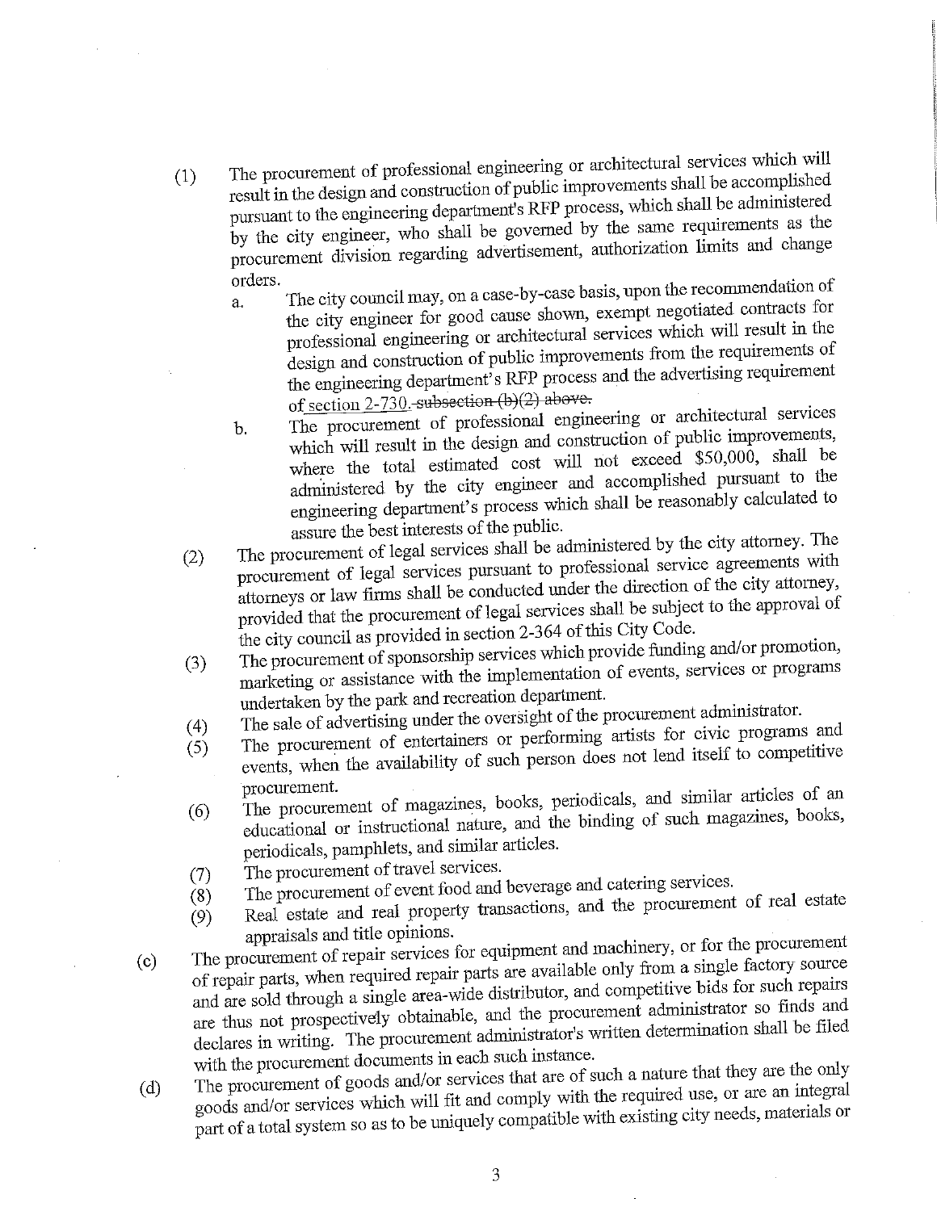(1) The procurement of professional engineering or architectural services which will result in the design and construction of public improvements shall be accomplished pursuant to the engineering department's RFP process, which shall be administered by the city engineer, who shall be governed by the same requirements as the procurement division regarding advertisement, authorization limits and change orders.

    a. The city council may, on a case-by-case basis, upon the recommendation of the city engineer for good cause shown, exempt negotiated contracts for professional engineering or architectural services which will result in the design and construction of public improvements from the requirements of the engineering department's RFP process and the advertising requirement of section 2-730. ~~subsection (b)(2) above.~~

    b. The procurement of professional engineering or architectural services which will result in the design and construction of public improvements, where the total estimated cost will not exceed $50,000, shall be administered by the city engineer and accomplished pursuant to the engineering department's process which shall be reasonably calculated to assure the best interests of the public.

(2) The procurement of legal services shall be administered by the city attorney. The procurement of legal services pursuant to professional service agreements with attorneys or law firms shall be conducted under the direction of the city attorney, provided that the procurement of legal services shall be subject to the approval of the city council as provided in section 2-364 of this City Code.

(3) The procurement of sponsorship services which provide funding and/or promotion, marketing or assistance with the implementation of events, services or programs undertaken by the park and recreation department.

(4) The sale of advertising under the oversight of the procurement administrator.

(5) The procurement of entertainers or performing artists for civic programs and events, when the availability of such person does not lend itself to competitive procurement.

(6) The procurement of magazines, books, periodicals, and similar articles of an educational or instructional nature, and the binding of such magazines, books, periodicals, pamphlets, and similar articles.

(7) The procurement of travel services.

(8) The procurement of event food and beverage and catering services.

(9) Real estate and real property transactions, and the procurement of real estate appraisals and title opinions.

(c) The procurement of repair services for equipment and machinery, or for the procurement of repair parts, when required repair parts are available only from a single factory source and are sold through a single area-wide distributor, and competitive bids for such repairs are thus not prospectively obtainable, and the procurement administrator so finds and declares in writing. The procurement administrator's written determination shall be filed with the procurement documents in each such instance.

(d) The procurement of goods and/or services that are of such a nature that they are the only goods and/or services which will fit and comply with the required use, or are an integral part of a total system so as to be uniquely compatible with existing city needs, materials or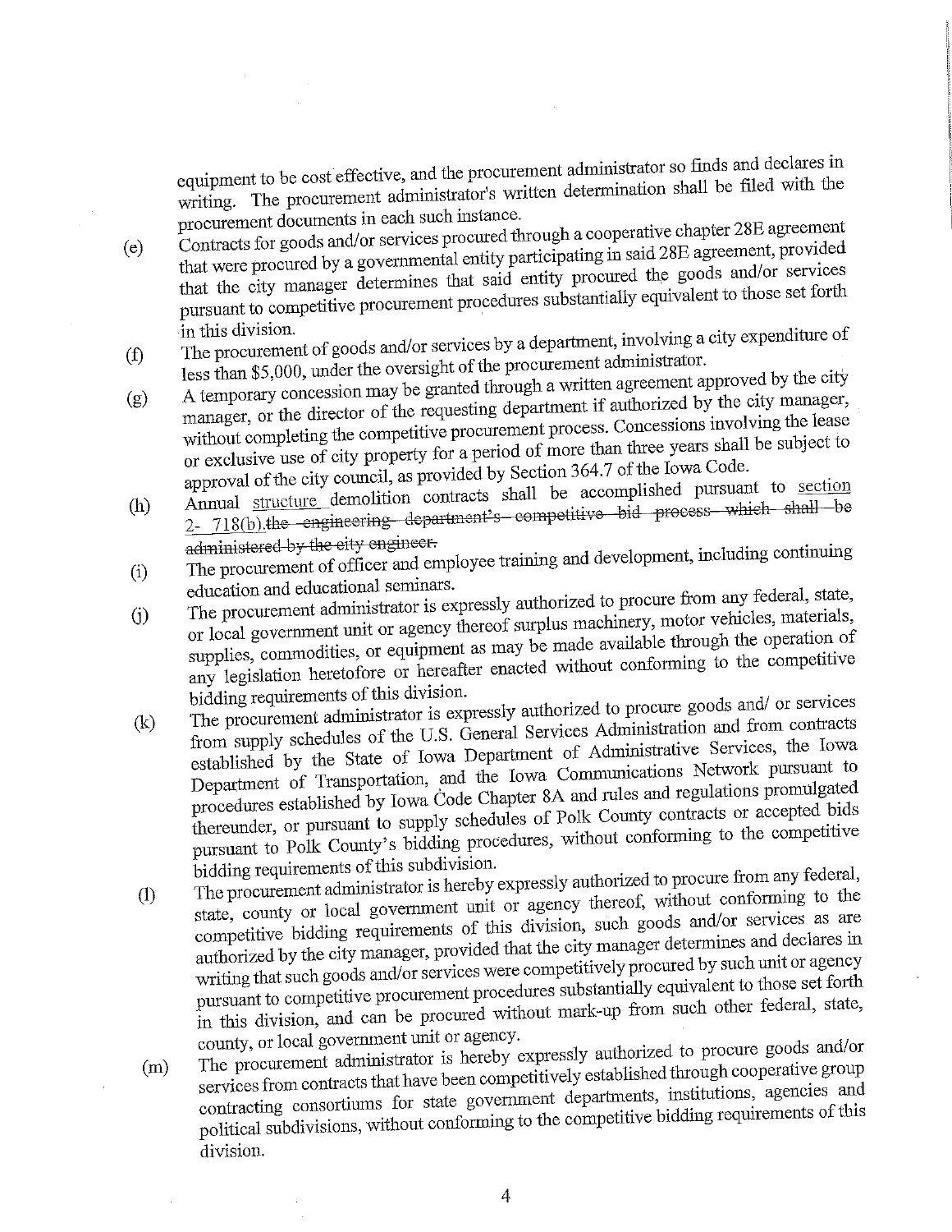equipment to be cost effective, and the procurement administrator so finds and declares in writing. The procurement administrator's written determination shall be filed with the procurement documents in each such instance.

(e) Contracts for goods and/or services procured through a cooperative chapter 28E agreement that were procured by a governmental entity participating in said 28E agreement, provided that the city manager determines that said entity procured the goods and/or services pursuant to competitive procurement procedures substantially equivalent to those set forth in this division.

(f) The procurement of goods and/or services by a department, involving a city expenditure of less than $5,000, under the oversight of the procurement administrator.

(g) A temporary concession may be granted through a written agreement approved by the city manager, or the director of the requesting department if authorized by the city manager, without completing the competitive procurement process. Concessions involving the lease or exclusive use of city property for a period of more than three years shall be subject to approval of the city council, as provided by Section 364.7 of the Iowa Code.

(h) Annual <u>structure</u> demolition contracts shall be accomplished pursuant to <u>section 2- 718(b).</u>~~the engineering department's competitive bid process which shall be administered by the city engineer.~~

(i) The procurement of officer and employee training and development, including continuing education and educational seminars.

(j) The procurement administrator is expressly authorized to procure from any federal, state, or local government unit or agency thereof surplus machinery, motor vehicles, materials, supplies, commodities, or equipment as may be made available through the operation of any legislation heretofore or hereafter enacted without conforming to the competitive bidding requirements of this division.

(k) The procurement administrator is expressly authorized to procure goods and/ or services from supply schedules of the U.S. General Services Administration and from contracts established by the State of Iowa Department of Administrative Services, the Iowa Department of Transportation, and the Iowa Communications Network pursuant to procedures established by Iowa Code Chapter 8A and rules and regulations promulgated thereunder, or pursuant to supply schedules of Polk County contracts or accepted bids pursuant to Polk County's bidding procedures, without conforming to the competitive bidding requirements of this subdivision.

(l) The procurement administrator is hereby expressly authorized to procure from any federal, state, county or local government unit or agency thereof, without conforming to the competitive bidding requirements of this division, such goods and/or services as are authorized by the city manager, provided that the city manager determines and declares in writing that such goods and/or services were competitively procured by such unit or agency pursuant to competitive procurement procedures substantially equivalent to those set forth in this division, and can be procured without mark-up from such other federal, state, county, or local government unit or agency.

(m) The procurement administrator is hereby expressly authorized to procure goods and/or services from contracts that have been competitively established through cooperative group contracting consortiums for state government departments, institutions, agencies and political subdivisions, without conforming to the competitive bidding requirements of this division.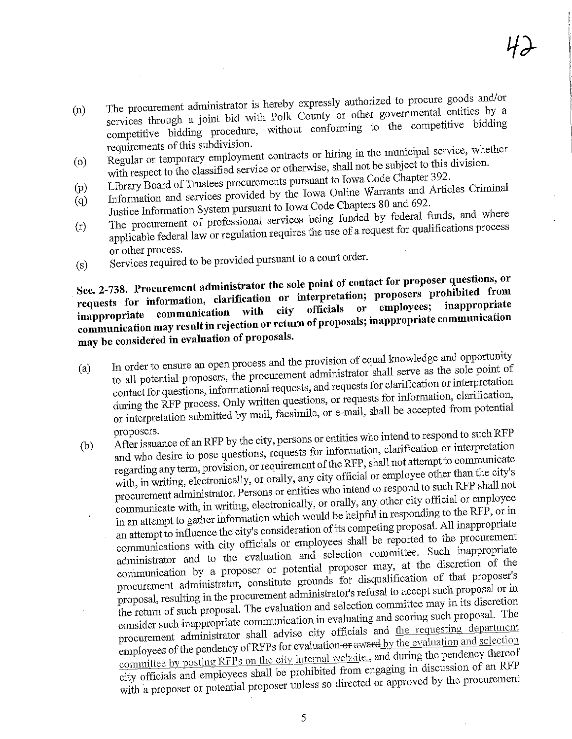(n) The procurement administrator is hereby expressly authorized to procure goods and/or services through a joint bid with Polk County or other governmental entities by a competitive bidding procedure, without conforming to the competitive bidding requirements of this subdivision.

(o) Regular or temporary employment contracts or hiring in the municipal service, whether with respect to the classified service or otherwise, shall not be subject to this division.

(p) Library Board of Trustees procurements pursuant to Iowa Code Chapter 392.

(q) Information and services provided by the Iowa Online Warrants and Articles Criminal Justice Information System pursuant to Iowa Code Chapters 80 and 692.

(r) The procurement of professional services being funded by federal funds, and where applicable federal law or regulation requires the use of a request for qualifications process or other process.

(s) Services required to be provided pursuant to a court order.

**Sec. 2-738. Procurement administrator the sole point of contact for proposer questions, or requests for information, clarification or interpretation; proposers prohibited from inappropriate communication with city officials or employees; inappropriate communication may result in rejection or return of proposals; inappropriate communication may be considered in evaluation of proposals.**

(a) In order to ensure an open process and the provision of equal knowledge and opportunity to all potential proposers, the procurement administrator shall serve as the sole point of contact for questions, informational requests, and requests for clarification or interpretation during the RFP process. Only written questions, or requests for information, clarification, or interpretation submitted by mail, facsimile, or e-mail, shall be accepted from potential proposers.

(b) After issuance of an RFP by the city, persons or entities who intend to respond to such RFP and who desire to pose questions, requests for information, clarification or interpretation regarding any term, provision, or requirement of the RFP, shall not attempt to communicate with, in writing, electronically, or orally, any city official or employee other than the city's procurement administrator. Persons or entities who intend to respond to such RFP shall not communicate with, in writing, electronically, or orally, any other city official or employee in an attempt to gather information which would be helpful in responding to the RFP, or in an attempt to influence the city's consideration of its competing proposal. All inappropriate communications with city officials or employees shall be reported to the procurement administrator and to the evaluation and selection committee. Such inappropriate communication by a proposer or potential proposer may, at the discretion of the procurement administrator, constitute grounds for disqualification of that proposer's proposal, resulting in the procurement administrator's refusal to accept such proposal or in the return of such proposal. The evaluation and selection committee may in its discretion consider such inappropriate communication in evaluating and scoring such proposal. The procurement administrator shall advise city officials and <u>the requesting department</u> employees of the pendency of RFPs for evaluation ~~or award~~ <u>by the evaluation and selection committee by posting RFPs on the city internal website.</u>, and during the pendency thereof city officials and employees shall be prohibited from engaging in discussion of an RFP with a proposer or potential proposer unless so directed or approved by the procurement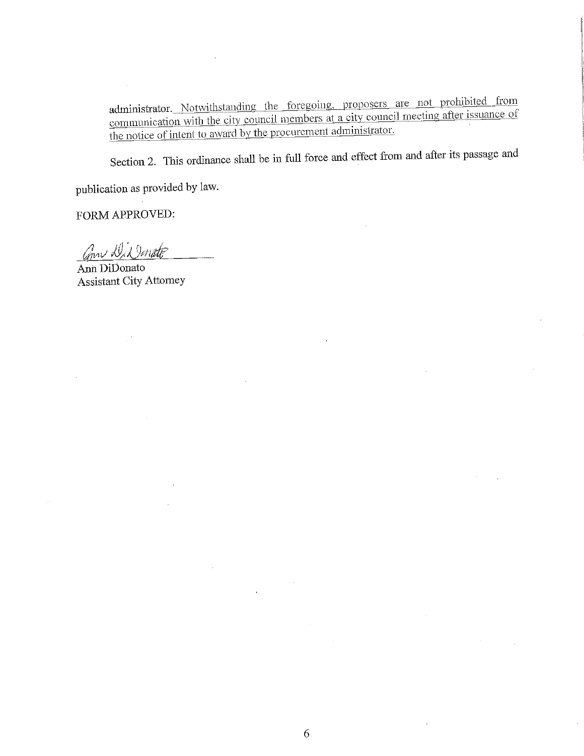administrator. Notwithstanding the foregoing, proposers are not prohibited from communication with the city council members at a city council meeting after issuance of the notice of intent to award by the procurement administrator.

Section 2. This ordinance shall be in full force and effect from and after its passage and publication as provided by law.

FORM APPROVED:

Ann DiDonato
Assistant City Attorney